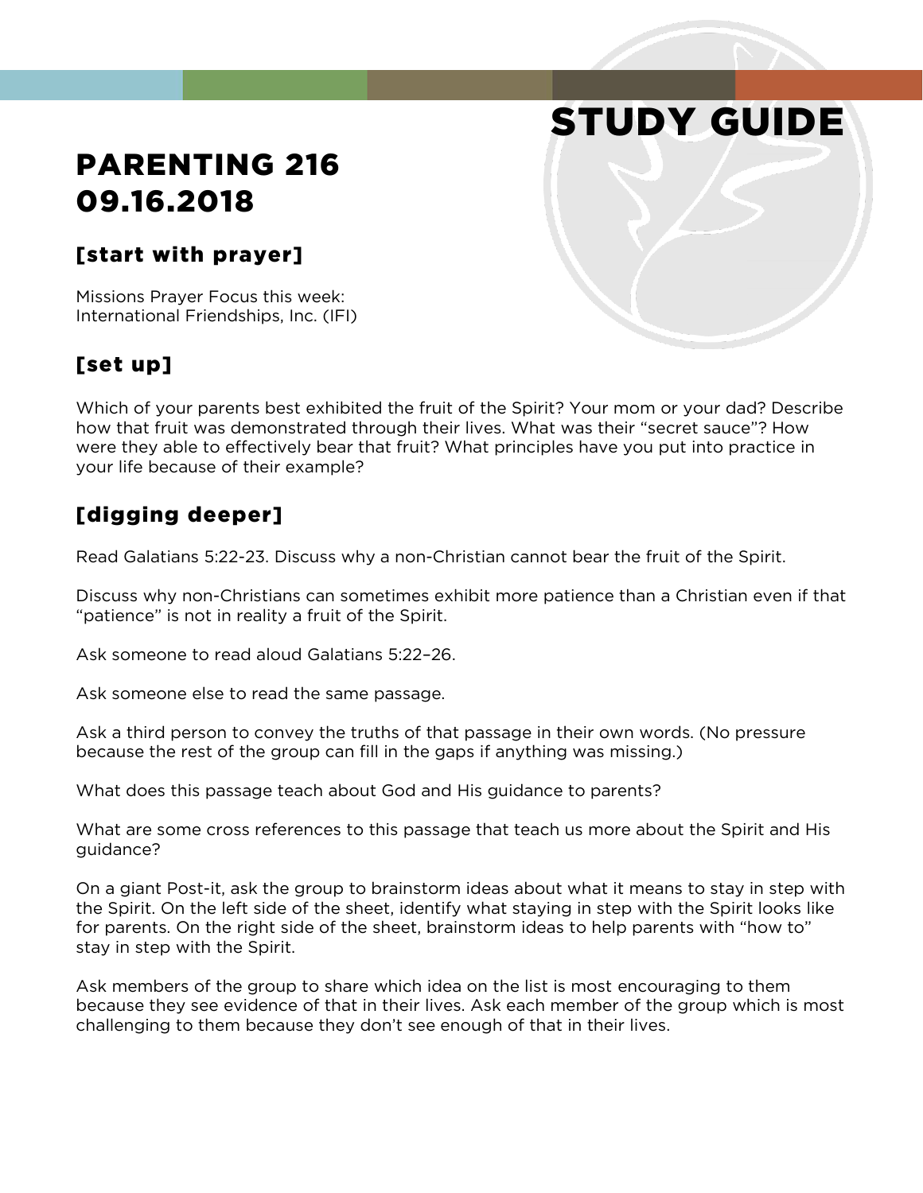# STUDY GUIDE

# PARENTING 216
# 09.16.2018

## [start with prayer]

Missions Prayer Focus this week:
International Friendships, Inc. (IFI)

## [set up]

Which of your parents best exhibited the fruit of the Spirit? Your mom or your dad? Describe how that fruit was demonstrated through their lives. What was their "secret sauce"? How were they able to effectively bear that fruit? What principles have you put into practice in your life because of their example?

## [digging deeper]

Read Galatians 5:22-23. Discuss why a non-Christian cannot bear the fruit of the Spirit.

Discuss why non-Christians can sometimes exhibit more patience than a Christian even if that "patience" is not in reality a fruit of the Spirit.

Ask someone to read aloud Galatians 5:22–26.

Ask someone else to read the same passage.

Ask a third person to convey the truths of that passage in their own words. (No pressure because the rest of the group can fill in the gaps if anything was missing.)

What does this passage teach about God and His guidance to parents?

What are some cross references to this passage that teach us more about the Spirit and His guidance?

On a giant Post-it, ask the group to brainstorm ideas about what it means to stay in step with the Spirit. On the left side of the sheet, identify what staying in step with the Spirit looks like for parents. On the right side of the sheet, brainstorm ideas to help parents with "how to" stay in step with the Spirit.

Ask members of the group to share which idea on the list is most encouraging to them because they see evidence of that in their lives. Ask each member of the group which is most challenging to them because they don't see enough of that in their lives.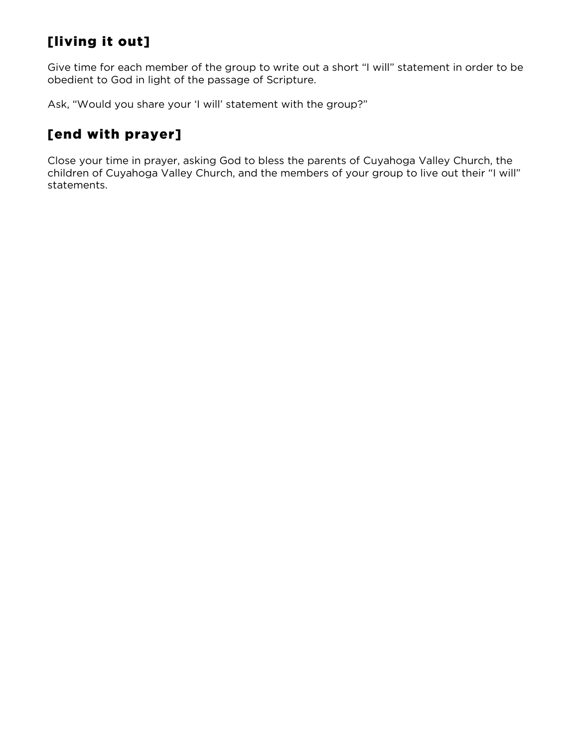## [living it out]

Give time for each member of the group to write out a short "I will" statement in order to be obedient to God in light of the passage of Scripture.

Ask, "Would you share your 'I will' statement with the group?"

## [end with prayer]

Close your time in prayer, asking God to bless the parents of Cuyahoga Valley Church, the children of Cuyahoga Valley Church, and the members of your group to live out their "I will" statements.